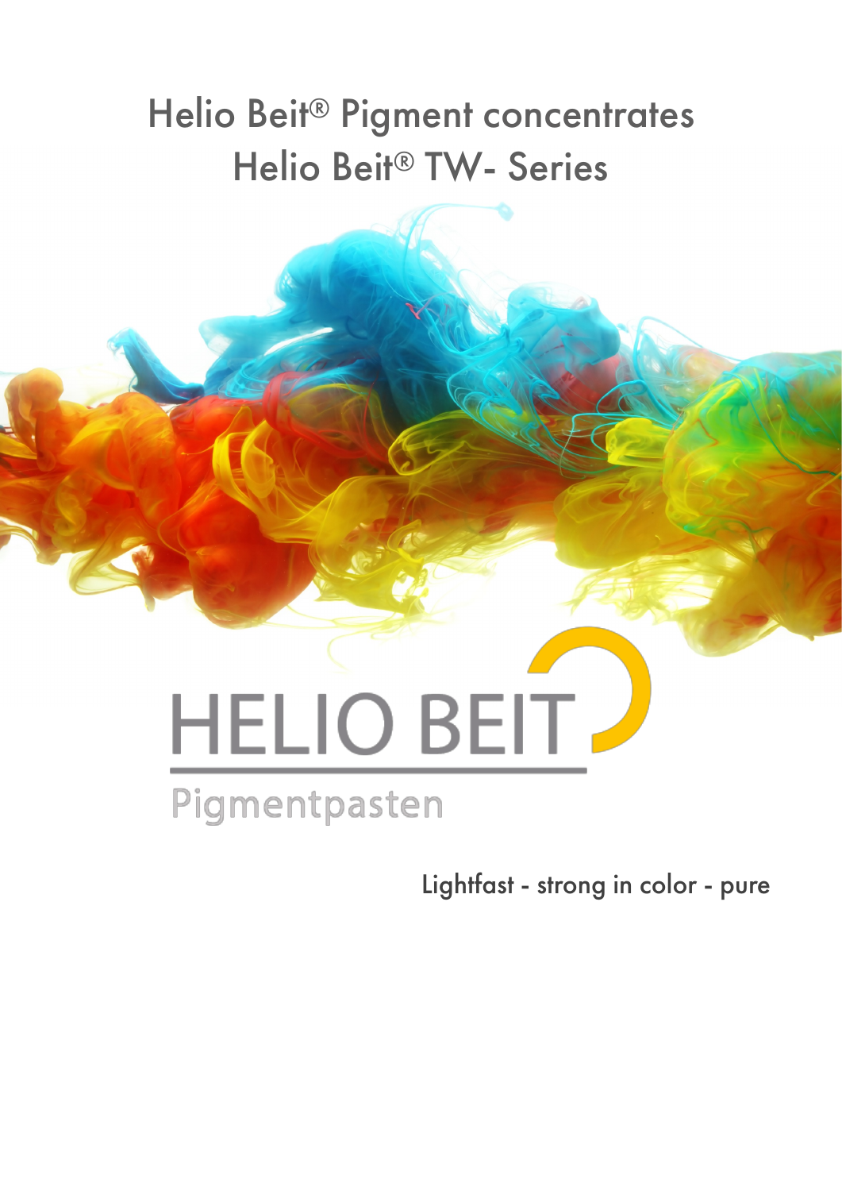# Helio Beit® Pigment concentrates
# Helio Beit® TW- Series

HELIO BEIT

Pigmentpasten

Lightfast - strong in color - pure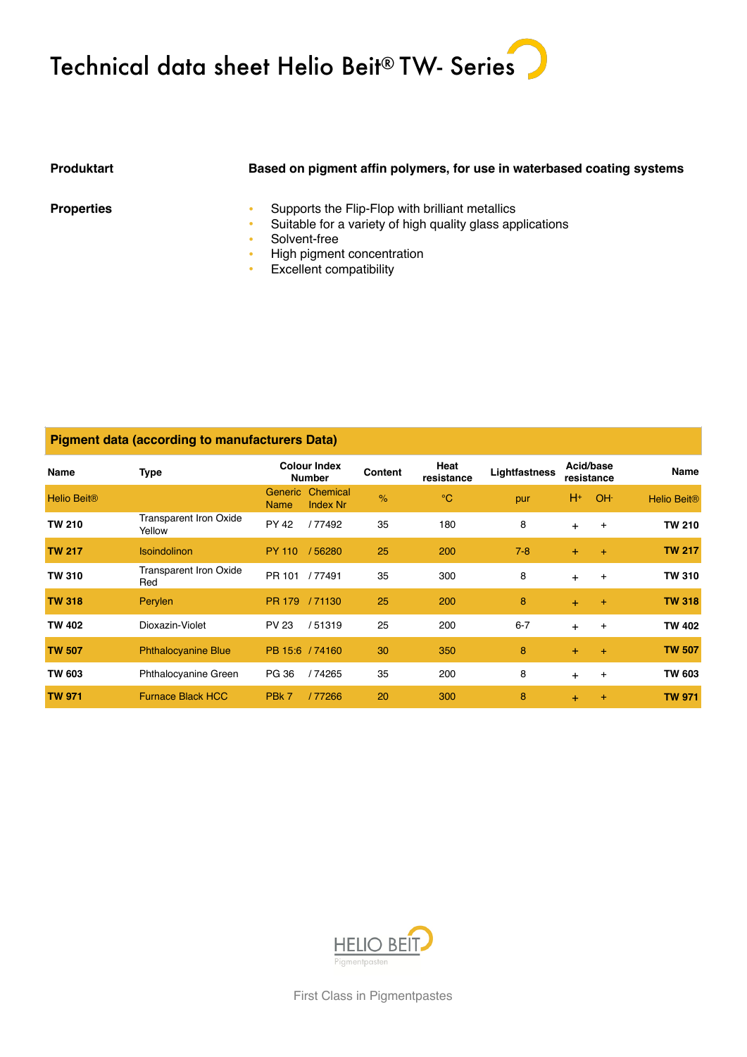# Technical data sheet Helio Beit® TW- Series

**Produktart** | **Based on pigment affin polymers, for use in waterbased coating systems**

**Properties**

- Supports the Flip-Flop with brilliant metallics
- Suitable for a variety of high quality glass applications
- Solvent-free
- High pigment concentration
- Excellent compatibility

## Pigment data (according to manufacturers Data)

| Name | Type | Colour Index Number | | Content | Heat resistance | Lightfastness | Acid/base resistance | | Name |
|---|---|---|---|---|---|---|---|---|---|
| Helio Beit® | | Generic Name | Chemical Index Nr | % | °C | pur | $H^+$ | $OH^-$ | Helio Beit® |
| **TW 210** | Transparent Iron Oxide Yellow | PY 42 | / 77492 | 35 | 180 | 8 | + | + | **TW 210** |
| **TW 217** | Isoindolinon | PY 110 | / 56280 | 25 | 200 | 7-8 | + | + | **TW 217** |
| **TW 310** | Transparent Iron Oxide Red | PR 101 | / 77491 | 35 | 300 | 8 | + | + | **TW 310** |
| **TW 318** | Perylen | PR 179 | / 71130 | 25 | 200 | 8 | + | + | **TW 318** |
| **TW 402** | Dioxazin-Violet | PV 23 | / 51319 | 25 | 200 | 6-7 | + | + | **TW 402** |
| **TW 507** | Phthalocyanine Blue | PB 15:6 | / 74160 | 30 | 350 | 8 | + | + | **TW 507** |
| **TW 603** | Phthalocyanine Green | PG 36 | / 74265 | 35 | 200 | 8 | + | + | **TW 603** |
| **TW 971** | Furnace Black HCC | PBk 7 | / 77266 | 20 | 300 | 8 | + | + | **TW 971** |

HELIO BEIT
Pigmentpasten

First Class in Pigmentpastes